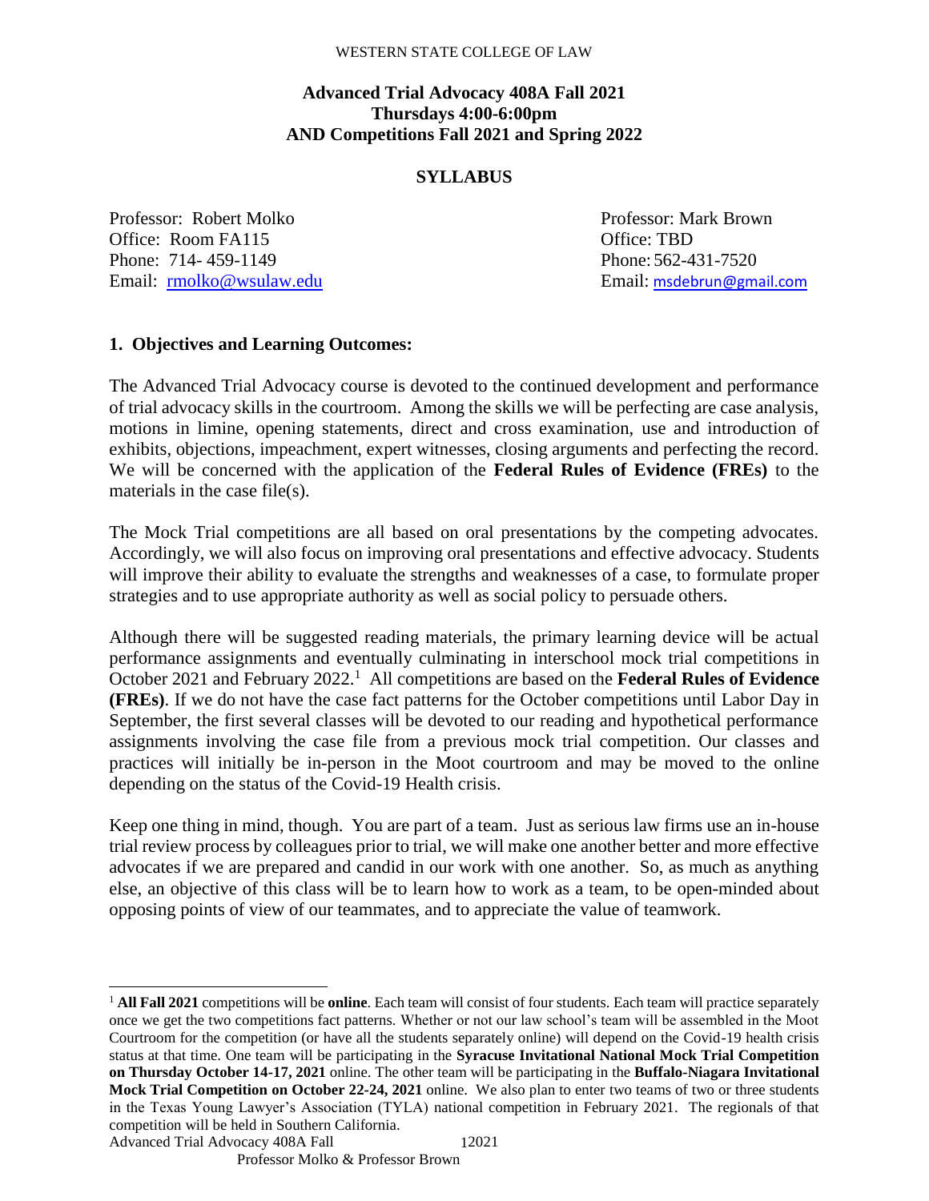WESTERN STATE COLLEGE OF LAW

**Advanced Trial Advocacy 408A Fall 2021**
**Thursdays 4:00-6:00pm**
**AND Competitions Fall 2021 and Spring 2022**

## SYLLABUS

Professor: Robert Molko
Office: Room FA115
Phone: 714- 459-1149
Email: rmolko@wsulaw.edu

Professor: Mark Brown
Office: TBD
Phone: 562-431-7520
Email: msdebrun@gmail.com

### 1. Objectives and Learning Outcomes:

The Advanced Trial Advocacy course is devoted to the continued development and performance of trial advocacy skills in the courtroom. Among the skills we will be perfecting are case analysis, motions in limine, opening statements, direct and cross examination, use and introduction of exhibits, objections, impeachment, expert witnesses, closing arguments and perfecting the record. We will be concerned with the application of the **Federal Rules of Evidence (FREs)** to the materials in the case file(s).

The Mock Trial competitions are all based on oral presentations by the competing advocates. Accordingly, we will also focus on improving oral presentations and effective advocacy. Students will improve their ability to evaluate the strengths and weaknesses of a case, to formulate proper strategies and to use appropriate authority as well as social policy to persuade others.

Although there will be suggested reading materials, the primary learning device will be actual performance assignments and eventually culminating in interschool mock trial competitions in October 2021 and February 2022.[1] All competitions are based on the **Federal Rules of Evidence (FREs)**. If we do not have the case fact patterns for the October competitions until Labor Day in September, the first several classes will be devoted to our reading and hypothetical performance assignments involving the case file from a previous mock trial competition. Our classes and practices will initially be in-person in the Moot courtroom and may be moved to the online depending on the status of the Covid-19 Health crisis.

Keep one thing in mind, though. You are part of a team. Just as serious law firms use an in-house trial review process by colleagues prior to trial, we will make one another better and more effective advocates if we are prepared and candid in our work with one another. So, as much as anything else, an objective of this class will be to learn how to work as a team, to be open-minded about opposing points of view of our teammates, and to appreciate the value of teamwork.

---

[1] **All Fall 2021** competitions will be **online**. Each team will consist of four students. Each team will practice separately once we get the two competitions fact patterns. Whether or not our law school's team will be assembled in the Moot Courtroom for the competition (or have all the students separately online) will depend on the Covid-19 health crisis status at that time. One team will be participating in the **Syracuse Invitational National Mock Trial Competition on Thursday October 14-17, 2021** online. The other team will be participating in the **Buffalo-Niagara Invitational Mock Trial Competition on October 22-24, 2021** online. We also plan to enter two teams of two or three students in the Texas Young Lawyer's Association (TYLA) national competition in February 2021. The regionals of that competition will be held in Southern California.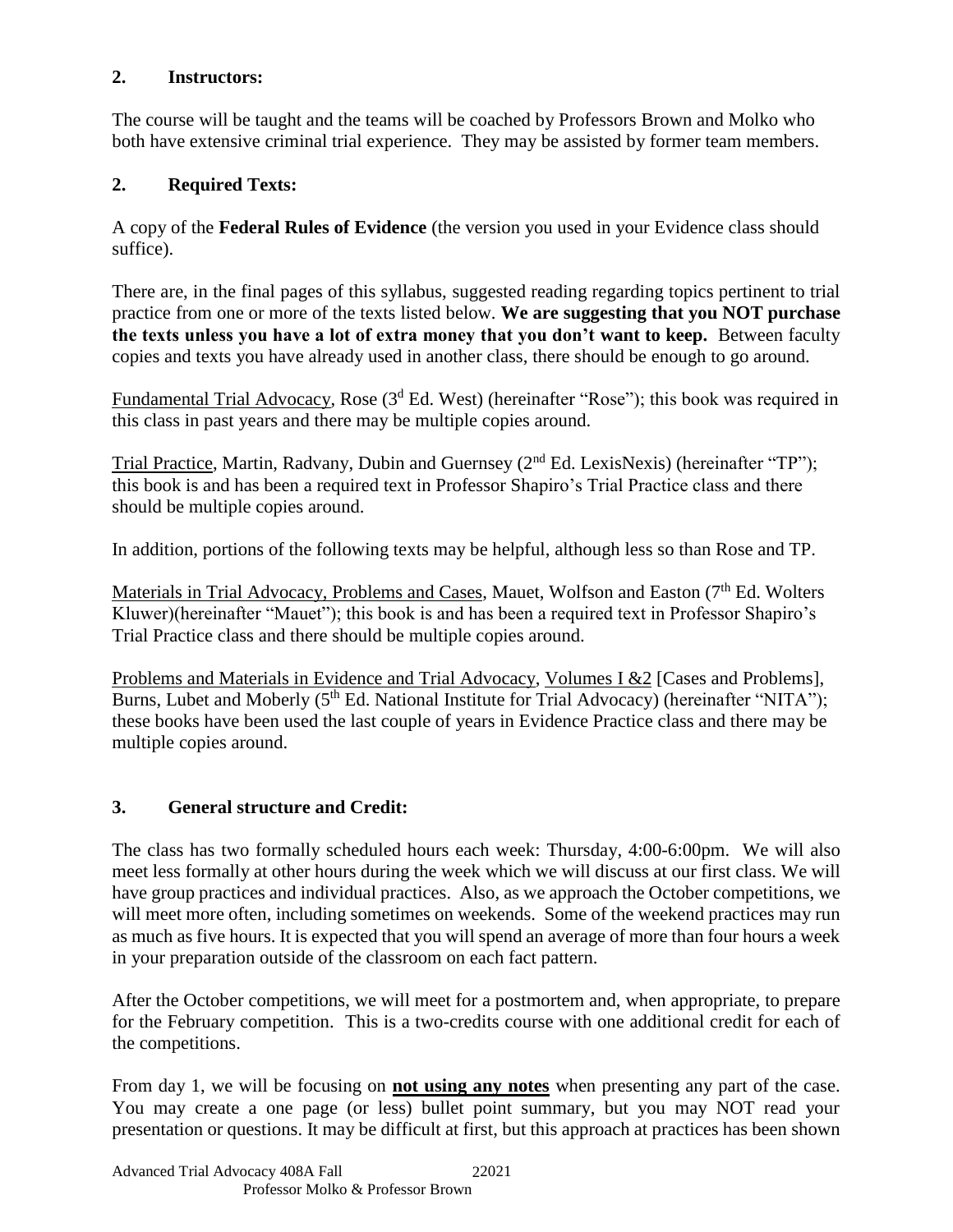## 2. Instructors:

The course will be taught and the teams will be coached by Professors Brown and Molko who both have extensive criminal trial experience. They may be assisted by former team members.

## 2. Required Texts:

A copy of the **Federal Rules of Evidence** (the version you used in your Evidence class should suffice).

There are, in the final pages of this syllabus, suggested reading regarding topics pertinent to trial practice from one or more of the texts listed below. **We are suggesting that you NOT purchase the texts unless you have a lot of extra money that you don't want to keep.** Between faculty copies and texts you have already used in another class, there should be enough to go around.

Fundamental Trial Advocacy, Rose (3d Ed. West) (hereinafter "Rose"); this book was required in this class in past years and there may be multiple copies around.

Trial Practice, Martin, Radvany, Dubin and Guernsey (2nd Ed. LexisNexis) (hereinafter "TP"); this book is and has been a required text in Professor Shapiro's Trial Practice class and there should be multiple copies around.

In addition, portions of the following texts may be helpful, although less so than Rose and TP.

Materials in Trial Advocacy, Problems and Cases, Mauet, Wolfson and Easton (7th Ed. Wolters Kluwer)(hereinafter "Mauet"); this book is and has been a required text in Professor Shapiro's Trial Practice class and there should be multiple copies around.

Problems and Materials in Evidence and Trial Advocacy, Volumes I &2 [Cases and Problems], Burns, Lubet and Moberly (5th Ed. National Institute for Trial Advocacy) (hereinafter "NITA"); these books have been used the last couple of years in Evidence Practice class and there may be multiple copies around.

## 3. General structure and Credit:

The class has two formally scheduled hours each week: Thursday, 4:00-6:00pm. We will also meet less formally at other hours during the week which we will discuss at our first class. We will have group practices and individual practices. Also, as we approach the October competitions, we will meet more often, including sometimes on weekends. Some of the weekend practices may run as much as five hours. It is expected that you will spend an average of more than four hours a week in your preparation outside of the classroom on each fact pattern.

After the October competitions, we will meet for a postmortem and, when appropriate, to prepare for the February competition. This is a two-credits course with one additional credit for each of the competitions.

From day 1, we will be focusing on **not using any notes** when presenting any part of the case. You may create a one page (or less) bullet point summary, but you may NOT read your presentation or questions. It may be difficult at first, but this approach at practices has been shown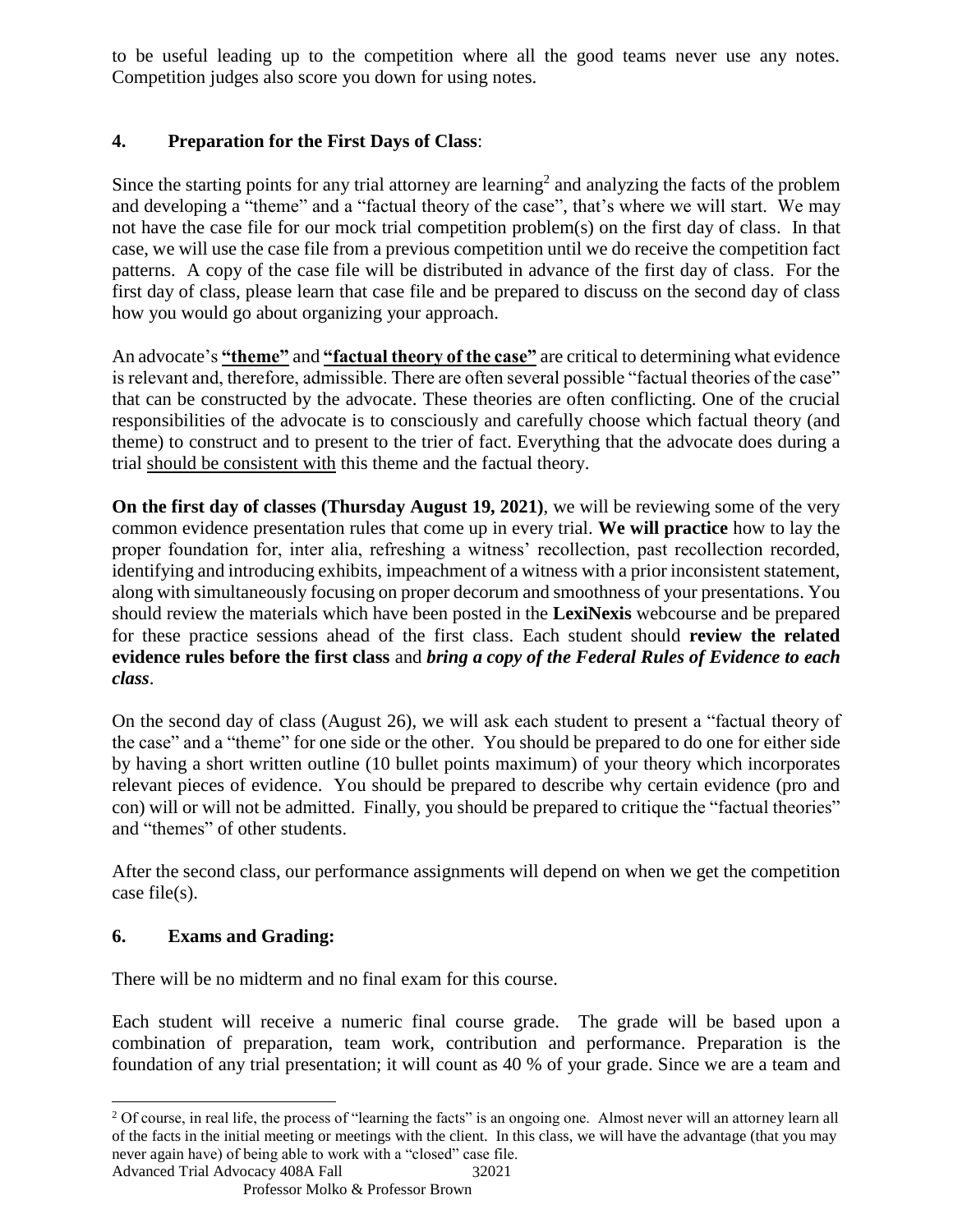to be useful leading up to the competition where all the good teams never use any notes. Competition judges also score you down for using notes.

## 4. Preparation for the First Days of Class:

Since the starting points for any trial attorney are learning[2] and analyzing the facts of the problem and developing a "theme" and a "factual theory of the case", that's where we will start. We may not have the case file for our mock trial competition problem(s) on the first day of class. In that case, we will use the case file from a previous competition until we do receive the competition fact patterns. A copy of the case file will be distributed in advance of the first day of class. For the first day of class, please learn that case file and be prepared to discuss on the second day of class how you would go about organizing your approach.

An advocate's **"theme"** and **"factual theory of the case"** are critical to determining what evidence is relevant and, therefore, admissible. There are often several possible "factual theories of the case" that can be constructed by the advocate. These theories are often conflicting. One of the crucial responsibilities of the advocate is to consciously and carefully choose which factual theory (and theme) to construct and to present to the trier of fact. Everything that the advocate does during a trial should be consistent with this theme and the factual theory.

**On the first day of classes (Thursday August 19, 2021)**, we will be reviewing some of the very common evidence presentation rules that come up in every trial. **We will practice** how to lay the proper foundation for, inter alia, refreshing a witness' recollection, past recollection recorded, identifying and introducing exhibits, impeachment of a witness with a prior inconsistent statement, along with simultaneously focusing on proper decorum and smoothness of your presentations. You should review the materials which have been posted in the **LexiNexis** webcourse and be prepared for these practice sessions ahead of the first class. Each student should **review the related evidence rules before the first class** and ***bring a copy of the Federal Rules of Evidence to each class***.

On the second day of class (August 26), we will ask each student to present a "factual theory of the case" and a "theme" for one side or the other. You should be prepared to do one for either side by having a short written outline (10 bullet points maximum) of your theory which incorporates relevant pieces of evidence. You should be prepared to describe why certain evidence (pro and con) will or will not be admitted. Finally, you should be prepared to critique the "factual theories" and "themes" of other students.

After the second class, our performance assignments will depend on when we get the competition case file(s).

## 6. Exams and Grading:

There will be no midterm and no final exam for this course.

Each student will receive a numeric final course grade. The grade will be based upon a combination of preparation, team work, contribution and performance. Preparation is the foundation of any trial presentation; it will count as 40 % of your grade. Since we are a team and

[2] Of course, in real life, the process of "learning the facts" is an ongoing one. Almost never will an attorney learn all of the facts in the initial meeting or meetings with the client. In this class, we will have the advantage (that you may never again have) of being able to work with a "closed" case file.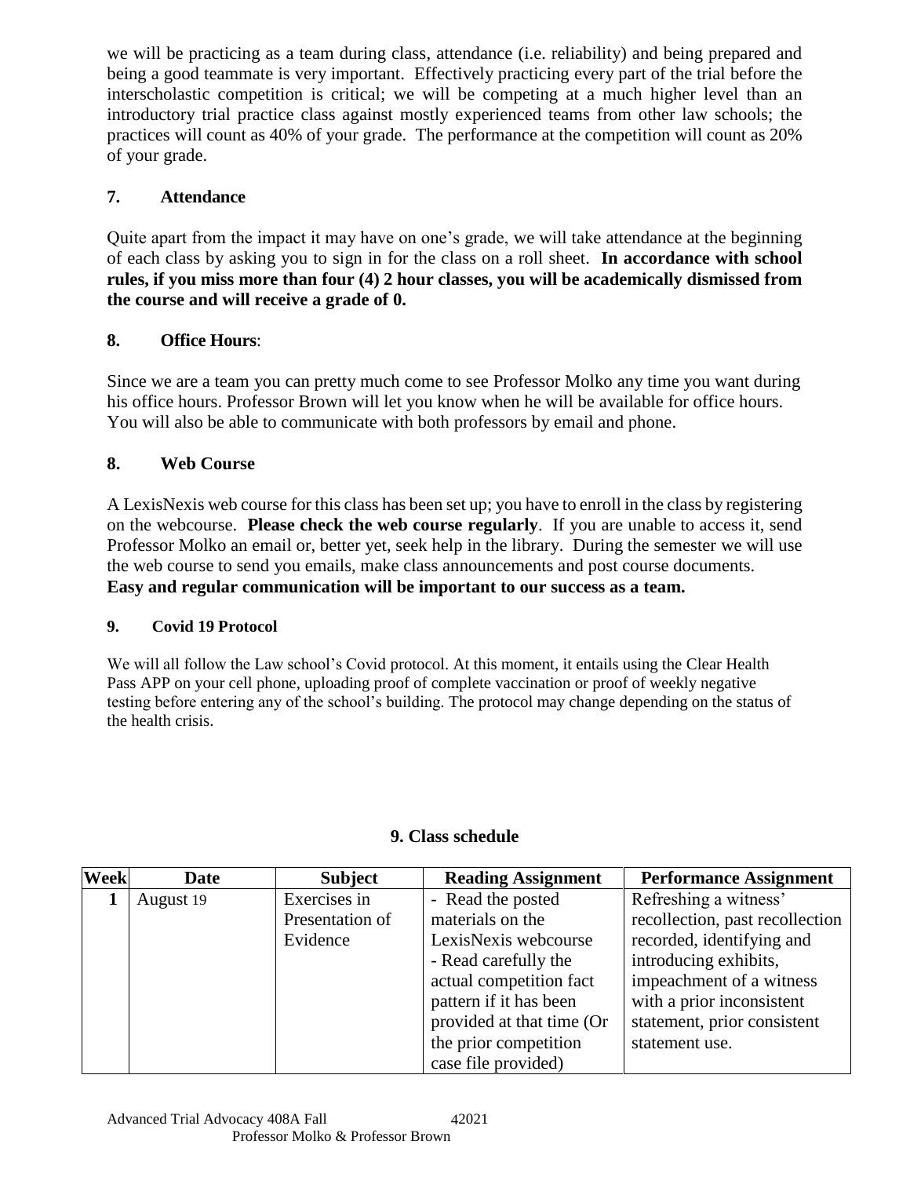we will be practicing as a team during class, attendance (i.e. reliability) and being prepared and being a good teammate is very important. Effectively practicing every part of the trial before the interscholastic competition is critical; we will be competing at a much higher level than an introductory trial practice class against mostly experienced teams from other law schools; the practices will count as 40% of your grade. The performance at the competition will count as 20% of your grade.

## 7. Attendance

Quite apart from the impact it may have on one's grade, we will take attendance at the beginning of each class by asking you to sign in for the class on a roll sheet. **In accordance with school rules, if you miss more than four (4) 2 hour classes, you will be academically dismissed from the course and will receive a grade of 0.**

## 8. Office Hours:

Since we are a team you can pretty much come to see Professor Molko any time you want during his office hours. Professor Brown will let you know when he will be available for office hours. You will also be able to communicate with both professors by email and phone.

## 8. Web Course

A LexisNexis web course for this class has been set up; you have to enroll in the class by registering on the webcourse. **Please check the web course regularly**. If you are unable to access it, send Professor Molko an email or, better yet, seek help in the library. During the semester we will use the web course to send you emails, make class announcements and post course documents. **Easy and regular communication will be important to our success as a team.**

## 9. Covid 19 Protocol

We will all follow the Law school's Covid protocol. At this moment, it entails using the Clear Health Pass APP on your cell phone, uploading proof of complete vaccination or proof of weekly negative testing before entering any of the school's building. The protocol may change depending on the status of the health crisis.

## 9. Class schedule

| Week | Date | Subject | Reading Assignment | Performance Assignment |
|---|---|---|---|---|
| 1 | August 19 | Exercises in Presentation of Evidence | - Read the posted materials on the LexisNexis webcourse<br>- Read carefully the actual competition fact pattern if it has been provided at that time (Or the prior competition case file provided) | Refreshing a witness' recollection, past recollection recorded, identifying and introducing exhibits, impeachment of a witness with a prior inconsistent statement, prior consistent statement use. |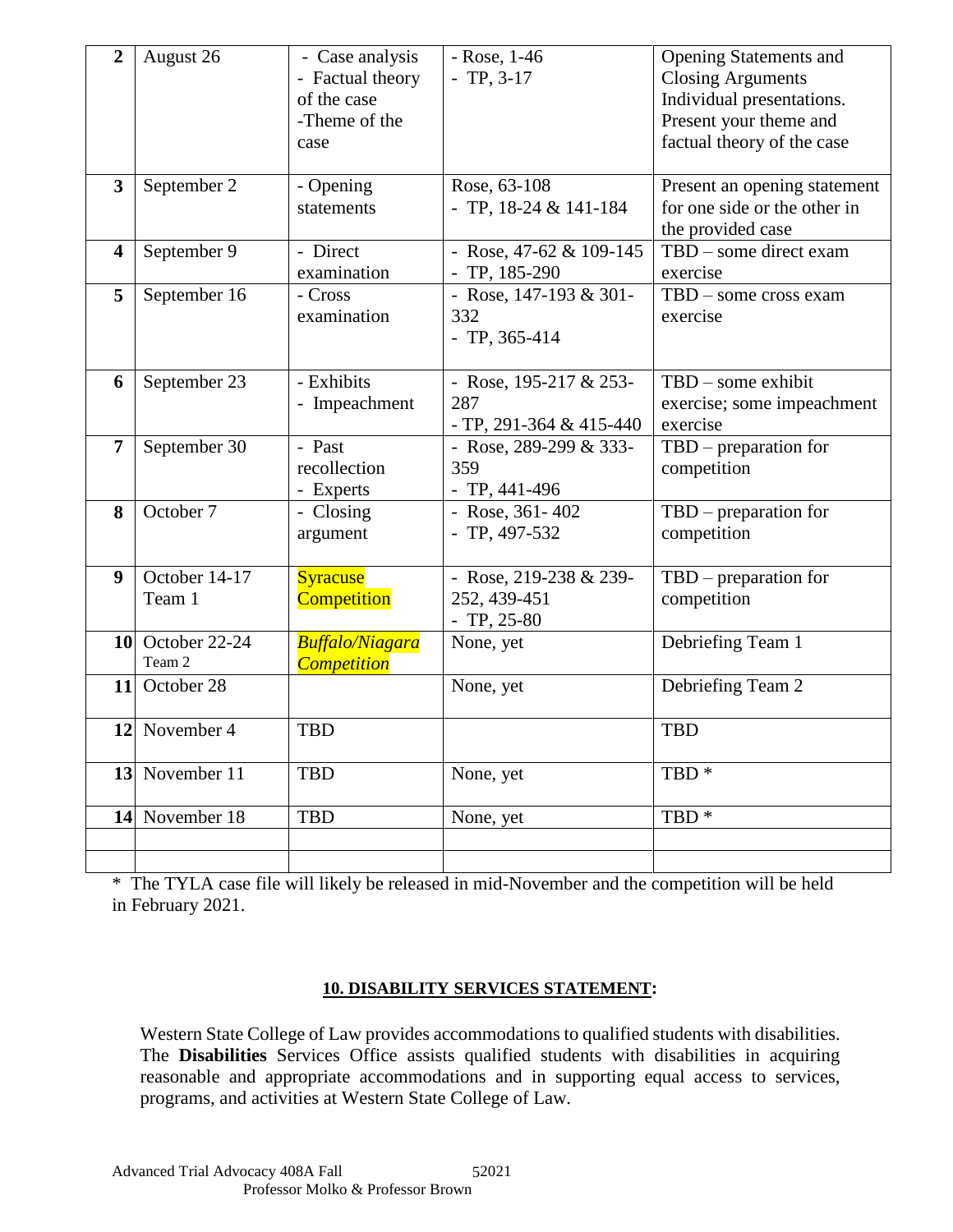| | | | | |
|---|---|---|---|---|
| **2** | August 26 | - Case analysis<br>- Factual theory of the case<br>-Theme of the case | - Rose, 1-46<br>- TP, 3-17 | Opening Statements and Closing Arguments Individual presentations. Present your theme and factual theory of the case |
| **3** | September 2 | - Opening statements | Rose, 63-108<br>- TP, 18-24 & 141-184 | Present an opening statement for one side or the other in the provided case |
| **4** | September 9 | - Direct examination | - Rose, 47-62 & 109-145<br>- TP, 185-290 | TBD – some direct exam exercise |
| **5** | September 16 | - Cross examination | - Rose, 147-193 & 301-332<br>- TP, 365-414 | TBD – some cross exam exercise |
| **6** | September 23 | - Exhibits<br>- Impeachment | - Rose, 195-217 & 253-287<br>- TP, 291-364 & 415-440 | TBD – some exhibit exercise; some impeachment exercise |
| **7** | September 30 | - Past recollection<br>- Experts | - Rose, 289-299 & 333-359<br>- TP, 441-496 | TBD – preparation for competition |
| **8** | October 7 | - Closing argument | - Rose, 361- 402<br>- TP, 497-532 | TBD – preparation for competition |
| **9** | October 14-17 Team 1 | Syracuse Competition | - Rose, 219-238 & 239-252, 439-451<br>- TP, 25-80 | TBD – preparation for competition |
| **10** | October 22-24 Team 2 | *Buffalo/Niagara Competition* | None, yet | Debriefing Team 1 |
| **11** | October 28 | | None, yet | Debriefing Team 2 |
| **12** | November 4 | TBD | | TBD |
| **13** | November 11 | TBD | None, yet | TBD * |
| **14** | November 18 | TBD | None, yet | TBD * |
| | | | | |
| | | | | |

* The TYLA case file will likely be released in mid-November and the competition will be held in February 2021.

## 10. DISABILITY SERVICES STATEMENT:

Western State College of Law provides accommodations to qualified students with disabilities. The **Disabilities** Services Office assists qualified students with disabilities in acquiring reasonable and appropriate accommodations and in supporting equal access to services, programs, and activities at Western State College of Law.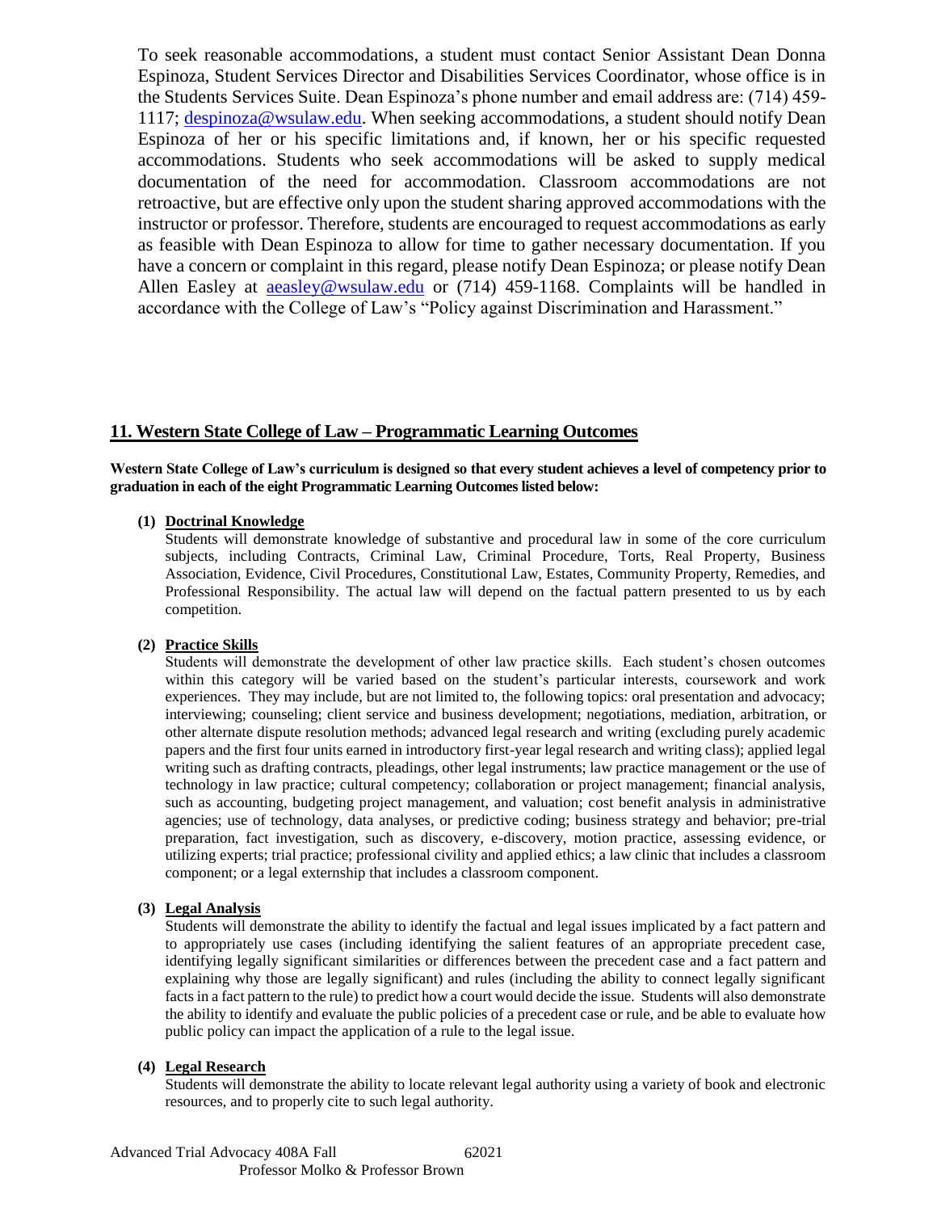To seek reasonable accommodations, a student must contact Senior Assistant Dean Donna Espinoza, Student Services Director and Disabilities Services Coordinator, whose office is in the Students Services Suite. Dean Espinoza's phone number and email address are: (714) 459-1117; despinoza@wsulaw.edu. When seeking accommodations, a student should notify Dean Espinoza of her or his specific limitations and, if known, her or his specific requested accommodations. Students who seek accommodations will be asked to supply medical documentation of the need for accommodation. Classroom accommodations are not retroactive, but are effective only upon the student sharing approved accommodations with the instructor or professor. Therefore, students are encouraged to request accommodations as early as feasible with Dean Espinoza to allow for time to gather necessary documentation. If you have a concern or complaint in this regard, please notify Dean Espinoza; or please notify Dean Allen Easley at aeasley@wsulaw.edu or (714) 459-1168. Complaints will be handled in accordance with the College of Law's "Policy against Discrimination and Harassment."

## 11. Western State College of Law – Programmatic Learning Outcomes

**Western State College of Law's curriculum is designed so that every student achieves a level of competency prior to graduation in each of the eight Programmatic Learning Outcomes listed below:**

**(1) Doctrinal Knowledge**

Students will demonstrate knowledge of substantive and procedural law in some of the core curriculum subjects, including Contracts, Criminal Law, Criminal Procedure, Torts, Real Property, Business Association, Evidence, Civil Procedures, Constitutional Law, Estates, Community Property, Remedies, and Professional Responsibility. The actual law will depend on the factual pattern presented to us by each competition.

**(2) Practice Skills**

Students will demonstrate the development of other law practice skills. Each student's chosen outcomes within this category will be varied based on the student's particular interests, coursework and work experiences. They may include, but are not limited to, the following topics: oral presentation and advocacy; interviewing; counseling; client service and business development; negotiations, mediation, arbitration, or other alternate dispute resolution methods; advanced legal research and writing (excluding purely academic papers and the first four units earned in introductory first-year legal research and writing class); applied legal writing such as drafting contracts, pleadings, other legal instruments; law practice management or the use of technology in law practice; cultural competency; collaboration or project management; financial analysis, such as accounting, budgeting project management, and valuation; cost benefit analysis in administrative agencies; use of technology, data analyses, or predictive coding; business strategy and behavior; pre-trial preparation, fact investigation, such as discovery, e-discovery, motion practice, assessing evidence, or utilizing experts; trial practice; professional civility and applied ethics; a law clinic that includes a classroom component; or a legal externship that includes a classroom component.

**(3) Legal Analysis**

Students will demonstrate the ability to identify the factual and legal issues implicated by a fact pattern and to appropriately use cases (including identifying the salient features of an appropriate precedent case, identifying legally significant similarities or differences between the precedent case and a fact pattern and explaining why those are legally significant) and rules (including the ability to connect legally significant facts in a fact pattern to the rule) to predict how a court would decide the issue. Students will also demonstrate the ability to identify and evaluate the public policies of a precedent case or rule, and be able to evaluate how public policy can impact the application of a rule to the legal issue.

**(4) Legal Research**

Students will demonstrate the ability to locate relevant legal authority using a variety of book and electronic resources, and to properly cite to such legal authority.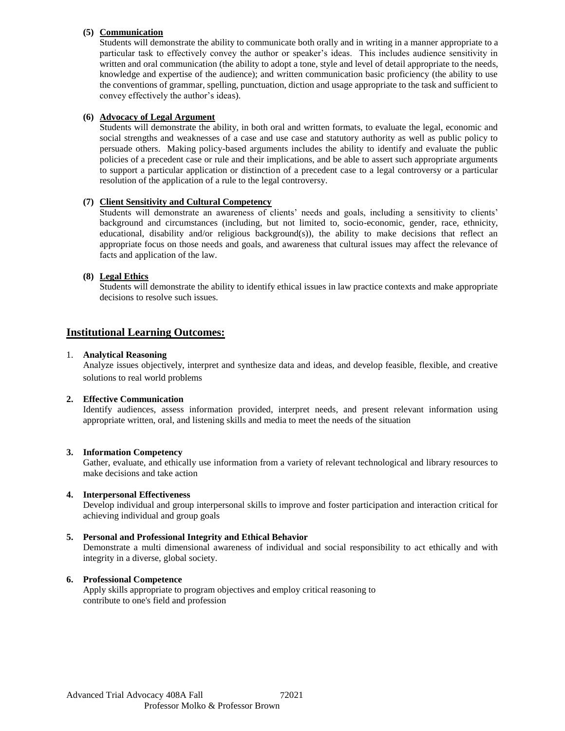**(5) Communication**

Students will demonstrate the ability to communicate both orally and in writing in a manner appropriate to a particular task to effectively convey the author or speaker's ideas. This includes audience sensitivity in written and oral communication (the ability to adopt a tone, style and level of detail appropriate to the needs, knowledge and expertise of the audience); and written communication basic proficiency (the ability to use the conventions of grammar, spelling, punctuation, diction and usage appropriate to the task and sufficient to convey effectively the author's ideas).

**(6) Advocacy of Legal Argument**

Students will demonstrate the ability, in both oral and written formats, to evaluate the legal, economic and social strengths and weaknesses of a case and use case and statutory authority as well as public policy to persuade others. Making policy-based arguments includes the ability to identify and evaluate the public policies of a precedent case or rule and their implications, and be able to assert such appropriate arguments to support a particular application or distinction of a precedent case to a legal controversy or a particular resolution of the application of a rule to the legal controversy.

**(7) Client Sensitivity and Cultural Competency**

Students will demonstrate an awareness of clients' needs and goals, including a sensitivity to clients' background and circumstances (including, but not limited to, socio-economic, gender, race, ethnicity, educational, disability and/or religious background(s)), the ability to make decisions that reflect an appropriate focus on those needs and goals, and awareness that cultural issues may affect the relevance of facts and application of the law.

**(8) Legal Ethics**

Students will demonstrate the ability to identify ethical issues in law practice contexts and make appropriate decisions to resolve such issues.

## Institutional Learning Outcomes:

1. **Analytical Reasoning**
   Analyze issues objectively, interpret and synthesize data and ideas, and develop feasible, flexible, and creative solutions to real world problems

2. **Effective Communication**
   Identify audiences, assess information provided, interpret needs, and present relevant information using appropriate written, oral, and listening skills and media to meet the needs of the situation

3. **Information Competency**
   Gather, evaluate, and ethically use information from a variety of relevant technological and library resources to make decisions and take action

4. **Interpersonal Effectiveness**
   Develop individual and group interpersonal skills to improve and foster participation and interaction critical for achieving individual and group goals

5. **Personal and Professional Integrity and Ethical Behavior**
   Demonstrate a multi dimensional awareness of individual and social responsibility to act ethically and with integrity in a diverse, global society.

6. **Professional Competence**
   Apply skills appropriate to program objectives and employ critical reasoning to contribute to one's field and profession